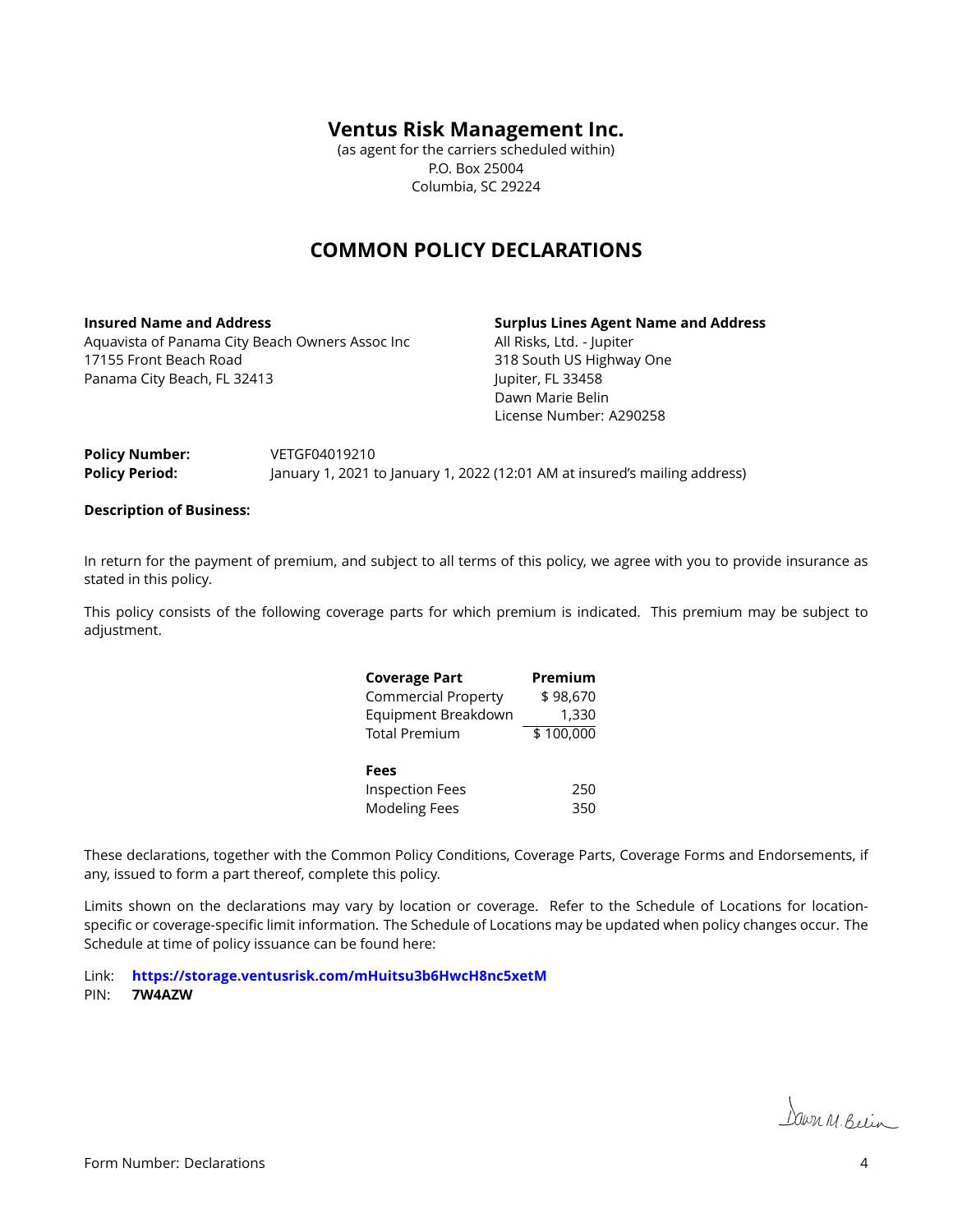# Ventus Risk Management Inc.

(as agent for the carriers scheduled within)
P.O. Box 25004
Columbia, SC 29224

## COMMON POLICY DECLARATIONS

**Insured Name and Address**
Aquavista of Panama City Beach Owners Assoc Inc
17155 Front Beach Road
Panama City Beach, FL 32413

**Surplus Lines Agent Name and Address**
All Risks, Ltd. - Jupiter
318 South US Highway One
Jupiter, FL 33458
Dawn Marie Belin
License Number: A290258

**Policy Number:** VETGF04019210
**Policy Period:** January 1, 2021 to January 1, 2022 (12:01 AM at insured's mailing address)

**Description of Business:**

In return for the payment of premium, and subject to all terms of this policy, we agree with you to provide insurance as stated in this policy.

This policy consists of the following coverage parts for which premium is indicated. This premium may be subject to adjustment.

| **Coverage Part** | **Premium** |
|---|---|
| Commercial Property | $ 98,670 |
| Equipment Breakdown | 1,330 |
| Total Premium | $ 100,000 |
| | |
| **Fees** | |
| Inspection Fees | 250 |
| Modeling Fees | 350 |

These declarations, together with the Common Policy Conditions, Coverage Parts, Coverage Forms and Endorsements, if any, issued to form a part thereof, complete this policy.

Limits shown on the declarations may vary by location or coverage. Refer to the Schedule of Locations for location-specific or coverage-specific limit information. The Schedule of Locations may be updated when policy changes occur. The Schedule at time of policy issuance can be found here:

Link: **https://storage.ventusrisk.com/mHuitsu3b6HwcH8nc5xetM**
PIN: **7W4AZW**

Dawn M. Belin

Form Number: Declarations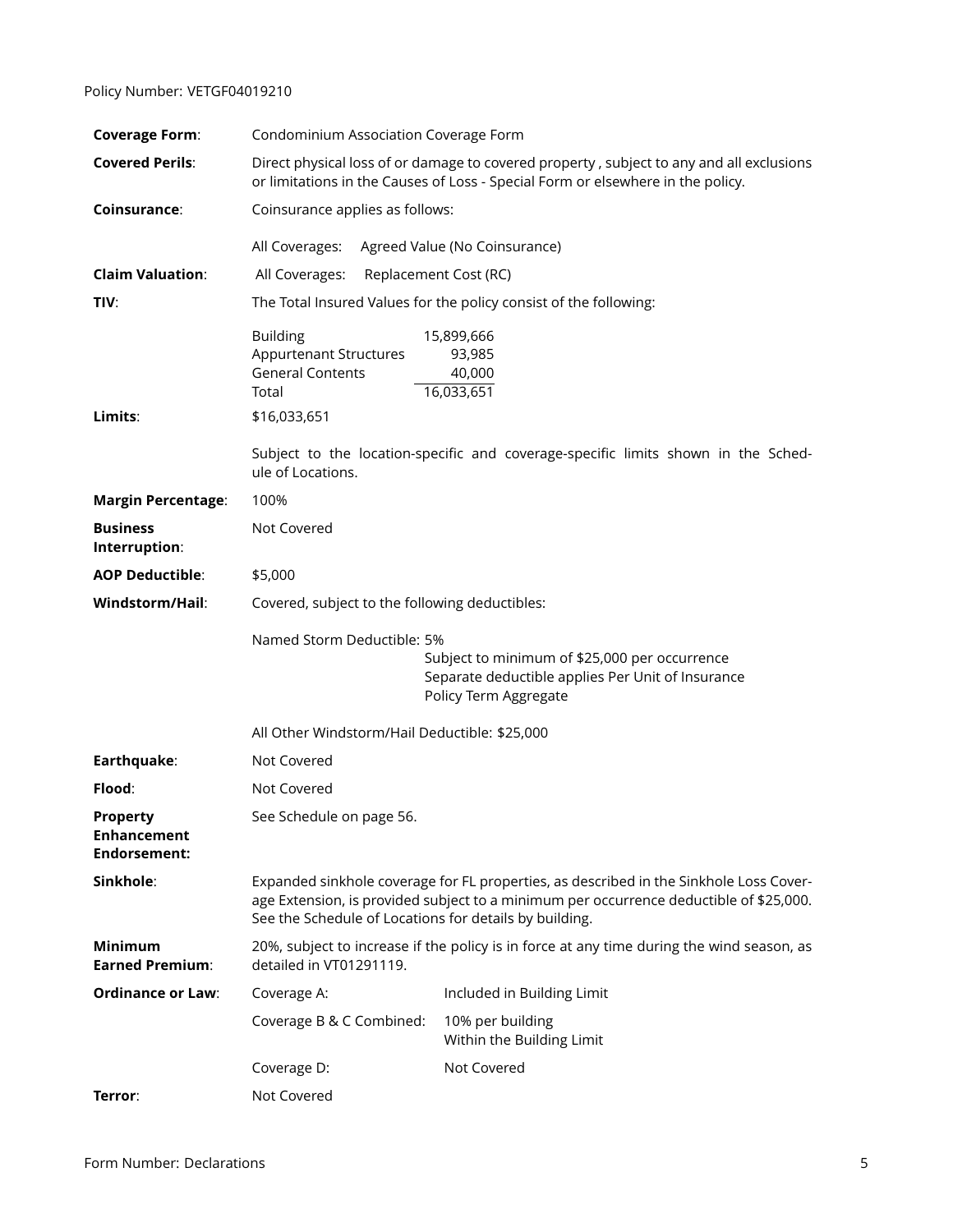Policy Number: VETGF04019210

| | |
|---|---|
| **Coverage Form**: | Condominium Association Coverage Form |
| **Covered Perils**: | Direct physical loss of or damage to covered property , subject to any and all exclusions or limitations in the Causes of Loss - Special Form or elsewhere in the policy. |
| **Coinsurance**: | Coinsurance applies as follows: |
| | All Coverages: Agreed Value (No Coinsurance) |
| **Claim Valuation**: | All Coverages: Replacement Cost (RC) |
| **TIV**: | The Total Insured Values for the policy consist of the following: |

| | |
|---|---:|
| Building | 15,899,666 |
| Appurtenant Structures | 93,985 |
| General Contents | 40,000 |
| Total | 16,033,651 |

| | |
|---|---|
| **Limits**: | $16,033,651 |
| | Subject to the location-specific and coverage-specific limits shown in the Schedule of Locations. |
| **Margin Percentage**: | 100% |
| **Business Interruption**: | Not Covered |
| **AOP Deductible**: | $5,000 |
| **Windstorm/Hail**: | Covered, subject to the following deductibles: |
| | Named Storm Deductible: 5%<br>Subject to minimum of $25,000 per occurrence<br>Separate deductible applies Per Unit of Insurance<br>Policy Term Aggregate |
| | All Other Windstorm/Hail Deductible: $25,000 |
| **Earthquake**: | Not Covered |
| **Flood**: | Not Covered |
| **Property Enhancement Endorsement:** | See Schedule on page 56. |
| **Sinkhole**: | Expanded sinkhole coverage for FL properties, as described in the Sinkhole Loss Coverage Extension, is provided subject to a minimum per occurrence deductible of $25,000. See the Schedule of Locations for details by building. |
| **Minimum Earned Premium**: | 20%, subject to increase if the policy is in force at any time during the wind season, as detailed in VT01291119. |

| | | |
|---|---|---|
| **Ordinance or Law**: | Coverage A: | Included in Building Limit |
| | Coverage B & C Combined: | 10% per building<br>Within the Building Limit |
| | Coverage D: | Not Covered |
| **Terror**: | Not Covered | |

Form Number: Declarations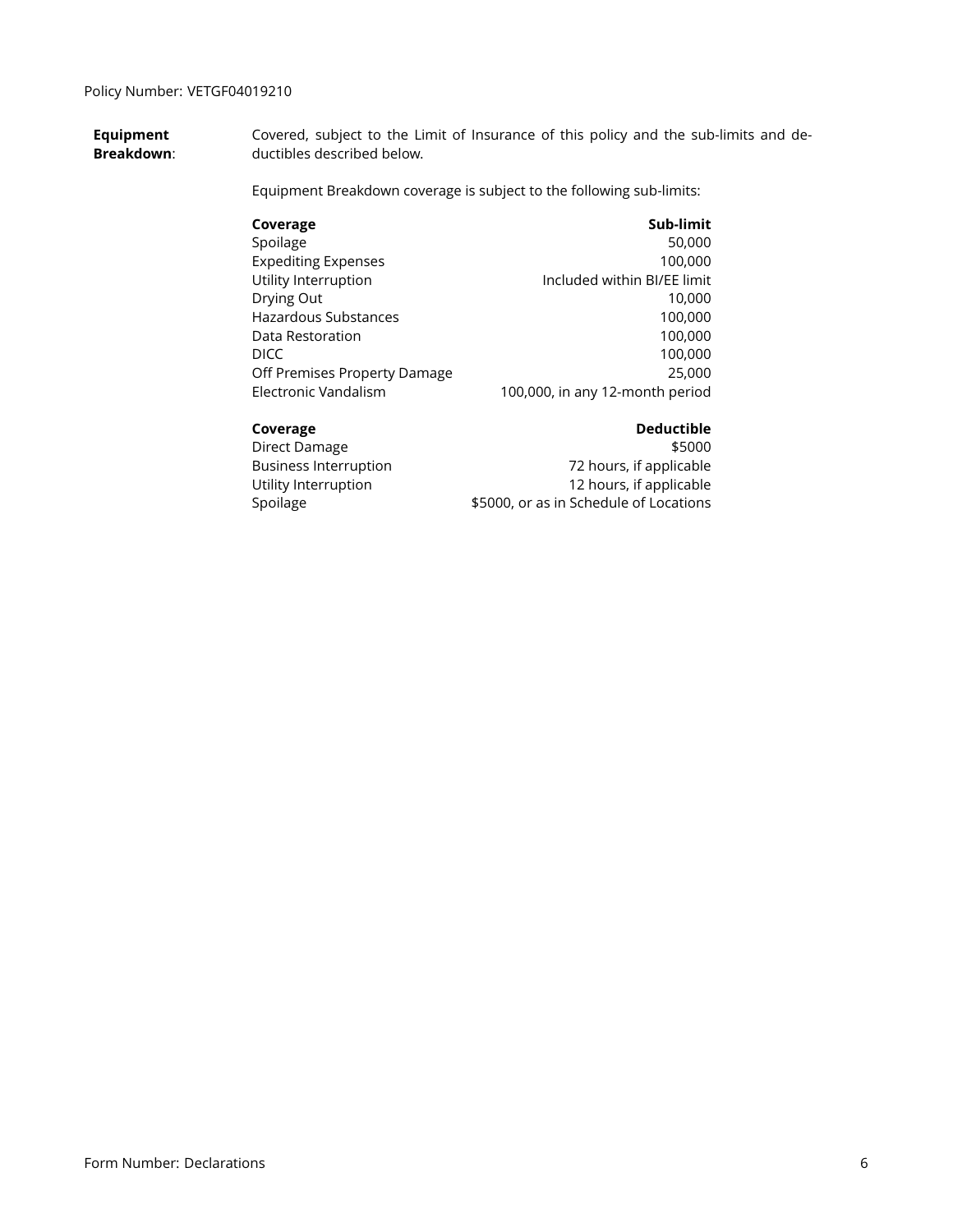Policy Number: VETGF04019210

**Equipment Breakdown**: Covered, subject to the Limit of Insurance of this policy and the sub-limits and deductibles described below.

Equipment Breakdown coverage is subject to the following sub-limits:

| **Coverage** | **Sub-limit** |
|---|---:|
| Spoilage | 50,000 |
| Expediting Expenses | 100,000 |
| Utility Interruption | Included within BI/EE limit |
| Drying Out | 10,000 |
| Hazardous Substances | 100,000 |
| Data Restoration | 100,000 |
| DICC | 100,000 |
| Off Premises Property Damage | 25,000 |
| Electronic Vandalism | 100,000, in any 12-month period |

| **Coverage** | **Deductible** |
|---|---:|
| Direct Damage | $5000 |
| Business Interruption | 72 hours, if applicable |
| Utility Interruption | 12 hours, if applicable |
| Spoilage | $5000, or as in Schedule of Locations |

Form Number: Declarations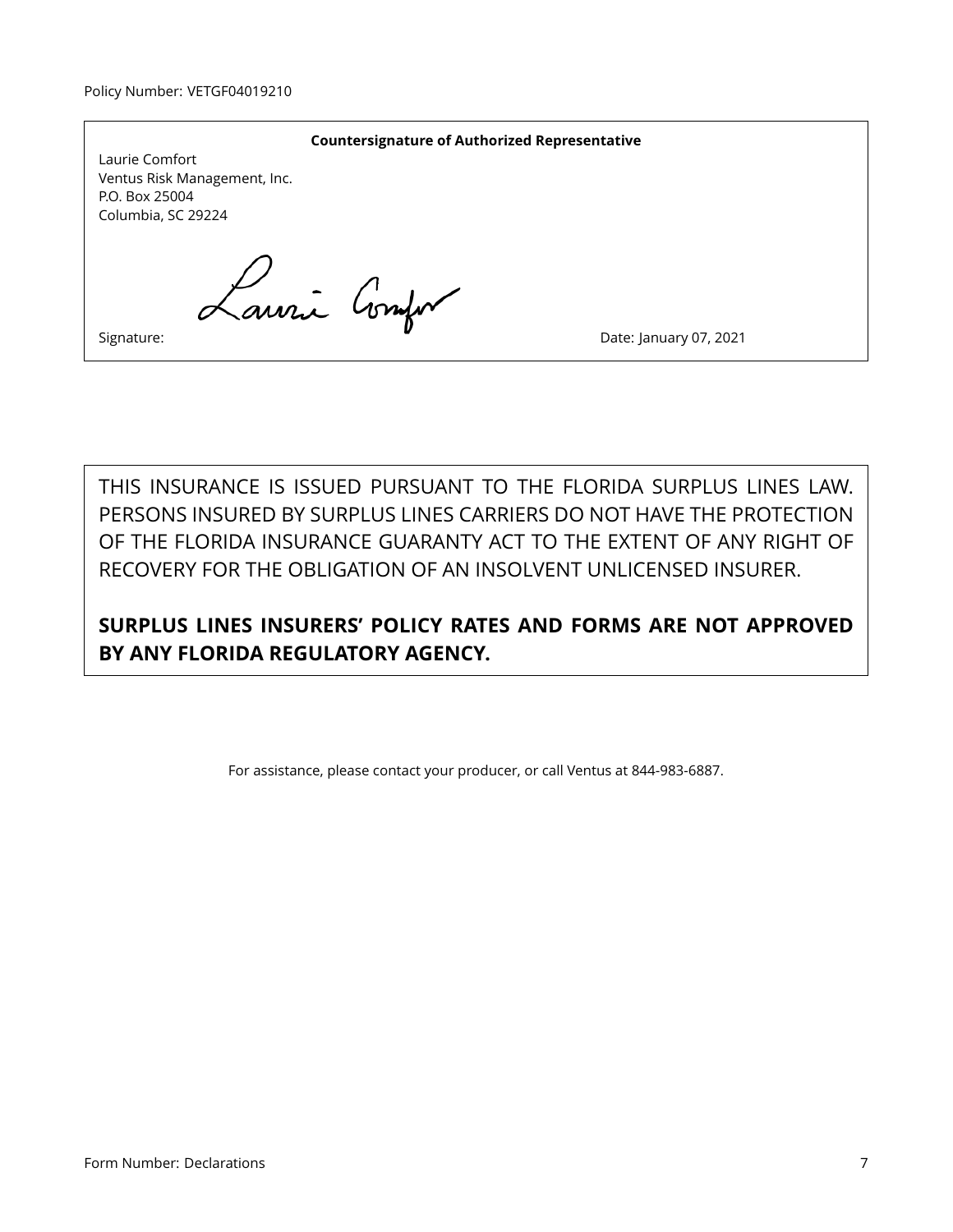Policy Number: VETGF04019210

**Countersignature of Authorized Representative**

Laurie Comfort
Ventus Risk Management, Inc.
P.O. Box 25004
Columbia, SC 29224

Signature: Laurie Comfort

Date: January 07, 2021

THIS INSURANCE IS ISSUED PURSUANT TO THE FLORIDA SURPLUS LINES LAW. PERSONS INSURED BY SURPLUS LINES CARRIERS DO NOT HAVE THE PROTECTION OF THE FLORIDA INSURANCE GUARANTY ACT TO THE EXTENT OF ANY RIGHT OF RECOVERY FOR THE OBLIGATION OF AN INSOLVENT UNLICENSED INSURER.

**SURPLUS LINES INSURERS' POLICY RATES AND FORMS ARE NOT APPROVED BY ANY FLORIDA REGULATORY AGENCY.**

For assistance, please contact your producer, or call Ventus at 844-983-6887.

Form Number: Declarations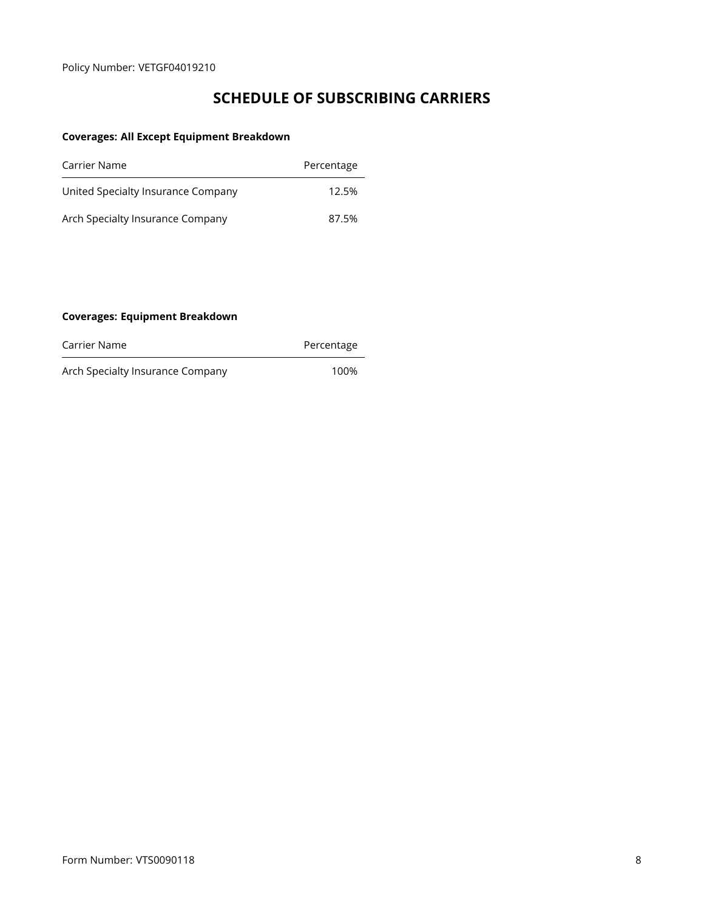Policy Number: VETGF04019210

# SCHEDULE OF SUBSCRIBING CARRIERS

**Coverages: All Except Equipment Breakdown**

| Carrier Name | Percentage |
| --- | --- |
| United Specialty Insurance Company | 12.5% |
| Arch Specialty Insurance Company | 87.5% |

**Coverages: Equipment Breakdown**

| Carrier Name | Percentage |
| --- | --- |
| Arch Specialty Insurance Company | 100% |

Form Number: VTS0090118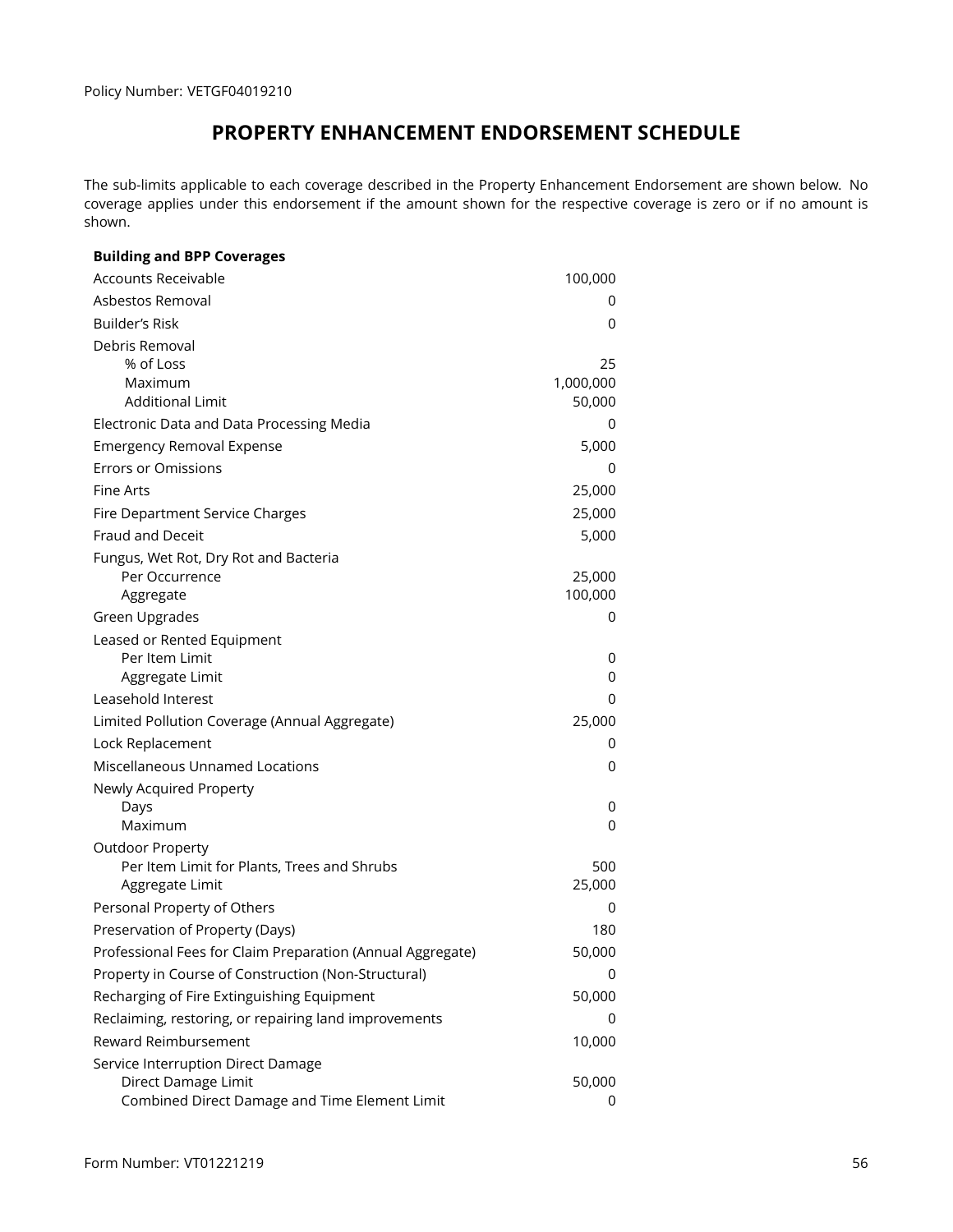Policy Number: VETGF04019210

# PROPERTY ENHANCEMENT ENDORSEMENT SCHEDULE

The sub-limits applicable to each coverage described in the Property Enhancement Endorsement are shown below. No coverage applies under this endorsement if the amount shown for the respective coverage is zero or if no amount is shown.

| **Building and BPP Coverages** | |
|---|---|
| Accounts Receivable | 100,000 |
| Asbestos Removal | 0 |
| Builder's Risk | 0 |
| Debris Removal | |
| % of Loss | 25 |
| Maximum | 1,000,000 |
| Additional Limit | 50,000 |
| Electronic Data and Data Processing Media | 0 |
| Emergency Removal Expense | 5,000 |
| Errors or Omissions | 0 |
| Fine Arts | 25,000 |
| Fire Department Service Charges | 25,000 |
| Fraud and Deceit | 5,000 |
| Fungus, Wet Rot, Dry Rot and Bacteria | |
| Per Occurrence | 25,000 |
| Aggregate | 100,000 |
| Green Upgrades | 0 |
| Leased or Rented Equipment | |
| Per Item Limit | 0 |
| Aggregate Limit | 0 |
| Leasehold Interest | 0 |
| Limited Pollution Coverage (Annual Aggregate) | 25,000 |
| Lock Replacement | 0 |
| Miscellaneous Unnamed Locations | 0 |
| Newly Acquired Property | |
| Days | 0 |
| Maximum | 0 |
| Outdoor Property | |
| Per Item Limit for Plants, Trees and Shrubs | 500 |
| Aggregate Limit | 25,000 |
| Personal Property of Others | 0 |
| Preservation of Property (Days) | 180 |
| Professional Fees for Claim Preparation (Annual Aggregate) | 50,000 |
| Property in Course of Construction (Non-Structural) | 0 |
| Recharging of Fire Extinguishing Equipment | 50,000 |
| Reclaiming, restoring, or repairing land improvements | 0 |
| Reward Reimbursement | 10,000 |
| Service Interruption Direct Damage | |
| Direct Damage Limit | 50,000 |
| Combined Direct Damage and Time Element Limit | 0 |

Form Number: VT01221219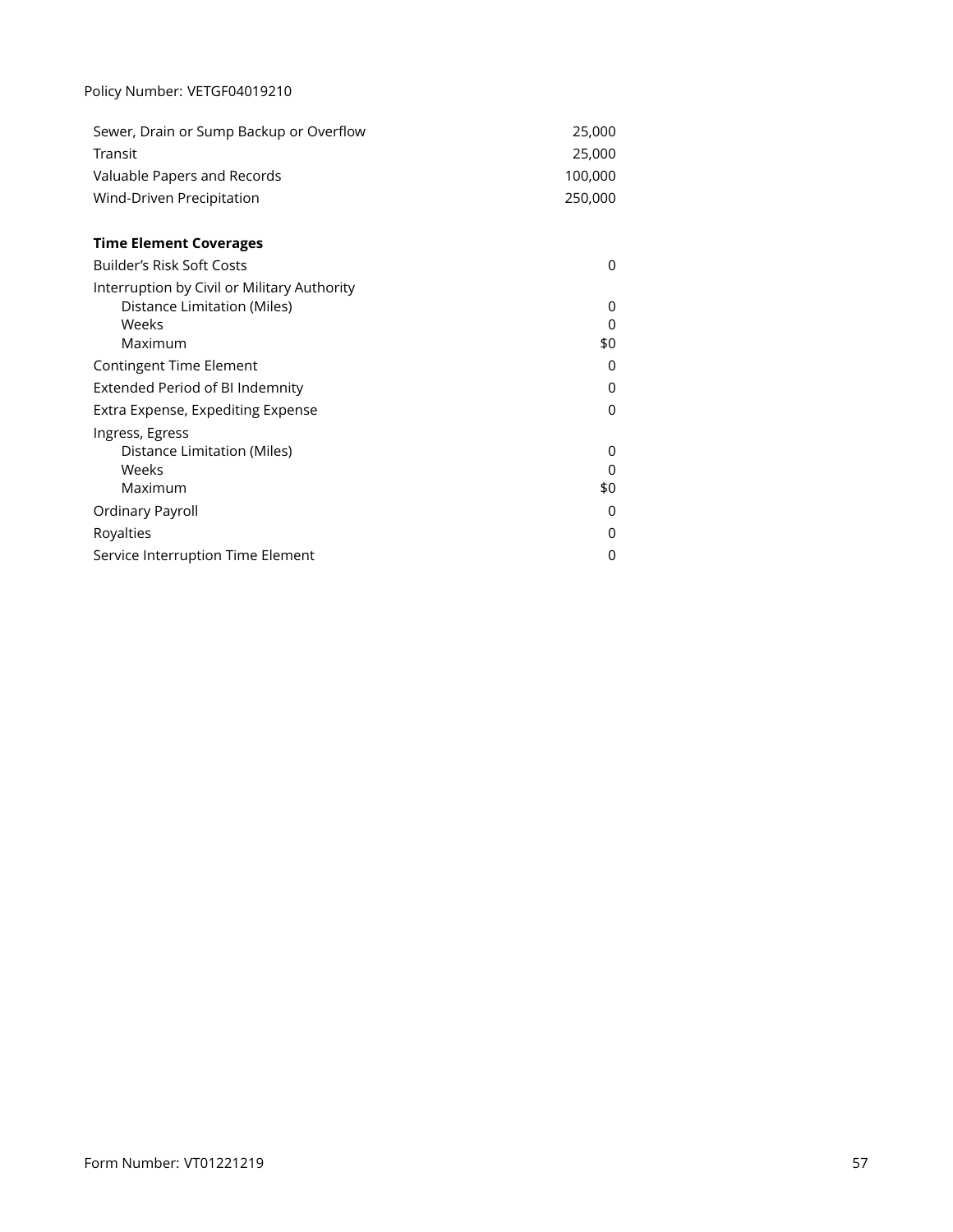| Coverage | Limit |
| --- | --- |
| Sewer, Drain or Sump Backup or Overflow | 25,000 |
| Transit | 25,000 |
| Valuable Papers and Records | 100,000 |
| Wind-Driven Precipitation | 250,000 |

**Time Element Coverages**

| Coverage | Limit |
| --- | --- |
| Builder's Risk Soft Costs | 0 |
| Interruption by Civil or Military Authority | |
| Distance Limitation (Miles) | 0 |
| Weeks | 0 |
| Maximum | $0 |
| Contingent Time Element | 0 |
| Extended Period of BI Indemnity | 0 |
| Extra Expense, Expediting Expense | 0 |
| Ingress, Egress | |
| Distance Limitation (Miles) | 0 |
| Weeks | 0 |
| Maximum | $0 |
| Ordinary Payroll | 0 |
| Royalties | 0 |
| Service Interruption Time Element | 0 |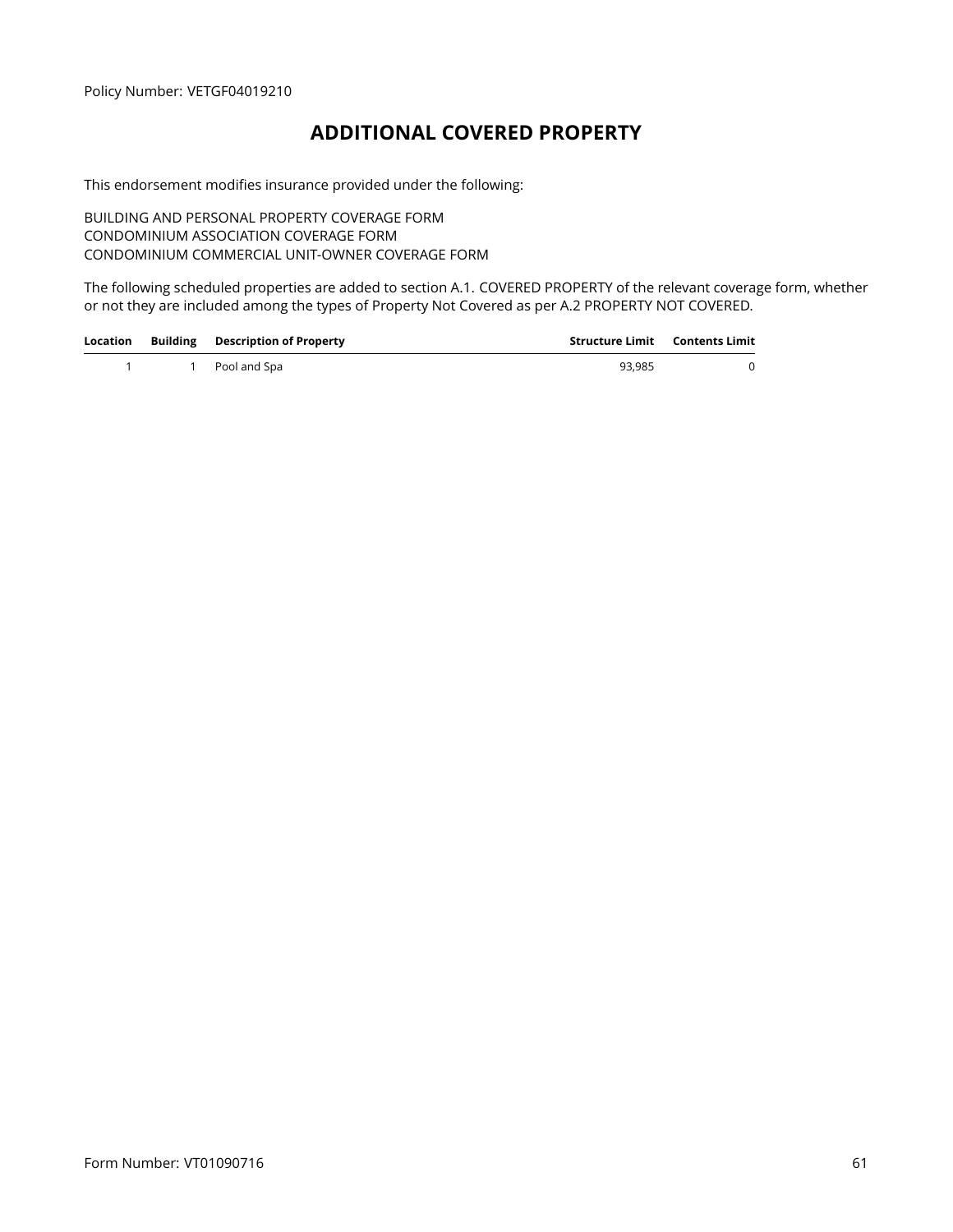Policy Number: VETGF04019210

# ADDITIONAL COVERED PROPERTY

This endorsement modifies insurance provided under the following:

BUILDING AND PERSONAL PROPERTY COVERAGE FORM
CONDOMINIUM ASSOCIATION COVERAGE FORM
CONDOMINIUM COMMERCIAL UNIT-OWNER COVERAGE FORM

The following scheduled properties are added to section A.1. COVERED PROPERTY of the relevant coverage form, whether or not they are included among the types of Property Not Covered as per A.2 PROPERTY NOT COVERED.

| Location | Building | Description of Property | Structure Limit | Contents Limit |
|---|---|---|---|---|
| 1 | 1 | Pool and Spa | 93,985 | 0 |

Form Number: VT01090716